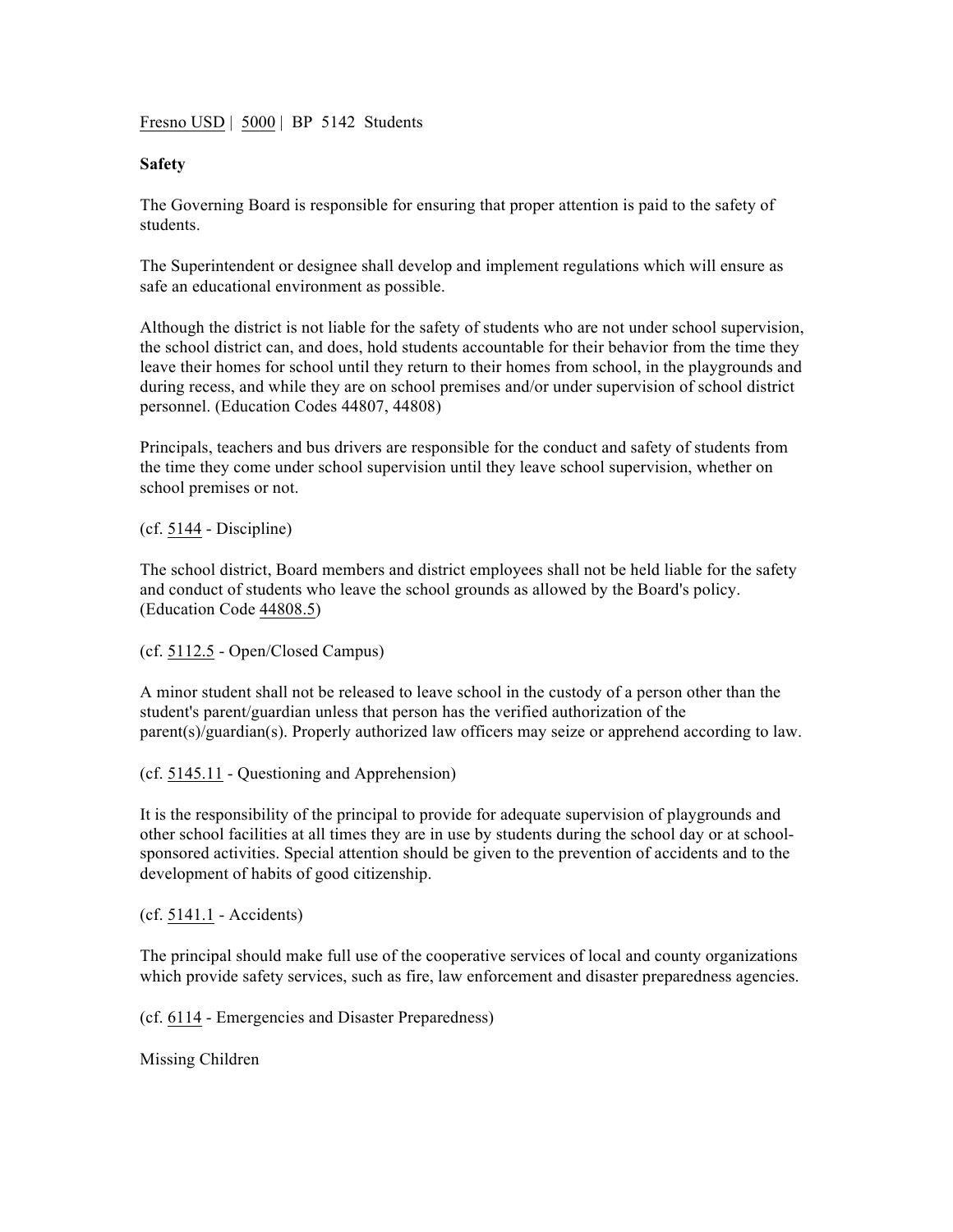Fresno USD | 5000 | BP 5142 Students

**Safety**

The Governing Board is responsible for ensuring that proper attention is paid to the safety of students.

The Superintendent or designee shall develop and implement regulations which will ensure as safe an educational environment as possible.

Although the district is not liable for the safety of students who are not under school supervision, the school district can, and does, hold students accountable for their behavior from the time they leave their homes for school until they return to their homes from school, in the playgrounds and during recess, and while they are on school premises and/or under supervision of school district personnel. (Education Codes 44807, 44808)

Principals, teachers and bus drivers are responsible for the conduct and safety of students from the time they come under school supervision until they leave school supervision, whether on school premises or not.

(cf. 5144 - Discipline)

The school district, Board members and district employees shall not be held liable for the safety and conduct of students who leave the school grounds as allowed by the Board's policy. (Education Code 44808.5)

(cf. 5112.5 - Open/Closed Campus)

A minor student shall not be released to leave school in the custody of a person other than the student's parent/guardian unless that person has the verified authorization of the parent(s)/guardian(s). Properly authorized law officers may seize or apprehend according to law.

(cf. 5145.11 - Questioning and Apprehension)

It is the responsibility of the principal to provide for adequate supervision of playgrounds and other school facilities at all times they are in use by students during the school day or at school-sponsored activities. Special attention should be given to the prevention of accidents and to the development of habits of good citizenship.

(cf. 5141.1 - Accidents)

The principal should make full use of the cooperative services of local and county organizations which provide safety services, such as fire, law enforcement and disaster preparedness agencies.

(cf. 6114 - Emergencies and Disaster Preparedness)

Missing Children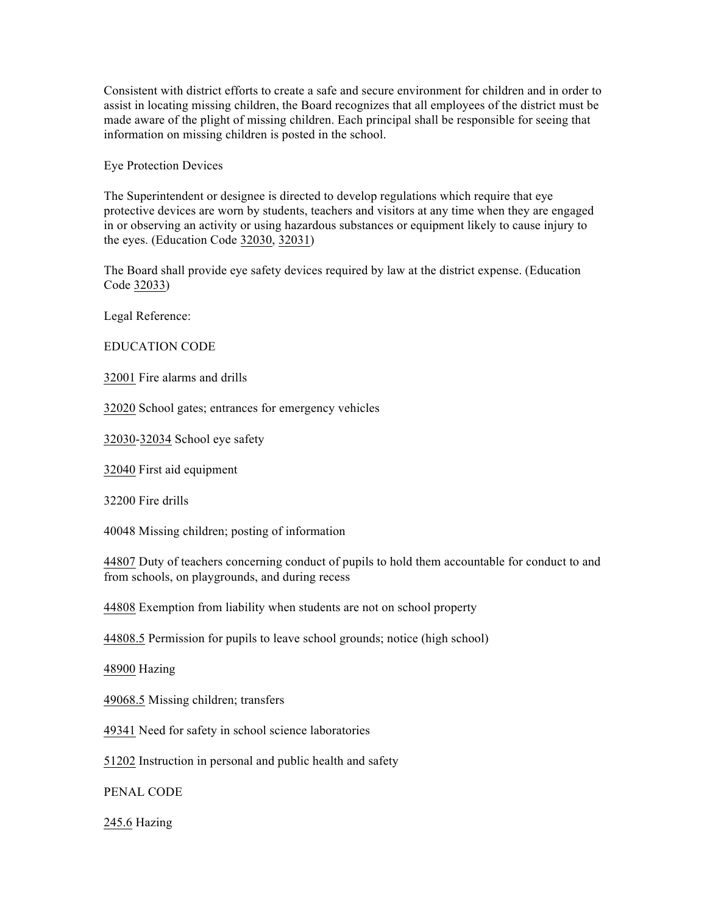Consistent with district efforts to create a safe and secure environment for children and in order to assist in locating missing children, the Board recognizes that all employees of the district must be made aware of the plight of missing children. Each principal shall be responsible for seeing that information on missing children is posted in the school.

## Eye Protection Devices

The Superintendent or designee is directed to develop regulations which require that eye protective devices are worn by students, teachers and visitors at any time when they are engaged in or observing an activity or using hazardous substances or equipment likely to cause injury to the eyes. (Education Code 32030, 32031)

The Board shall provide eye safety devices required by law at the district expense. (Education Code 32033)

Legal Reference:

EDUCATION CODE

32001 Fire alarms and drills

32020 School gates; entrances for emergency vehicles

32030-32034 School eye safety

32040 First aid equipment

32200 Fire drills

40048 Missing children; posting of information

44807 Duty of teachers concerning conduct of pupils to hold them accountable for conduct to and from schools, on playgrounds, and during recess

44808 Exemption from liability when students are not on school property

44808.5 Permission for pupils to leave school grounds; notice (high school)

48900 Hazing

49068.5 Missing children; transfers

49341 Need for safety in school science laboratories

51202 Instruction in personal and public health and safety

PENAL CODE

245.6 Hazing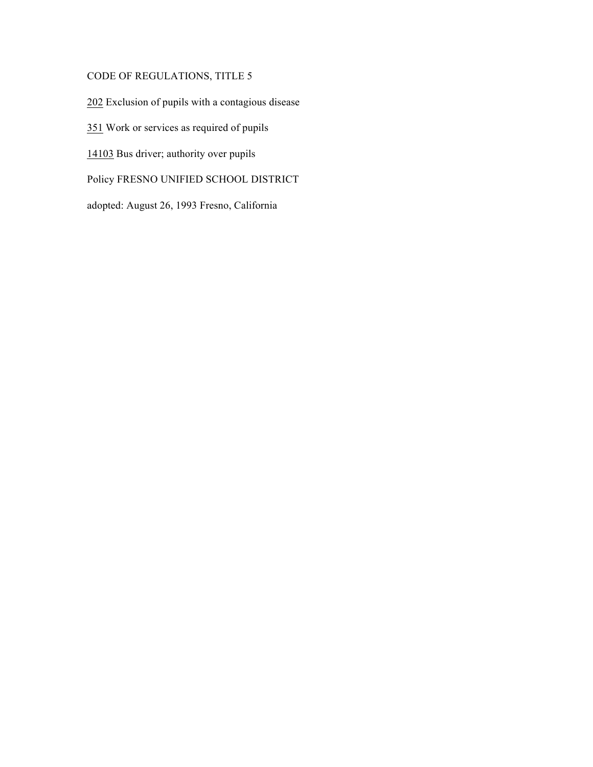CODE OF REGULATIONS, TITLE 5

202 Exclusion of pupils with a contagious disease

351 Work or services as required of pupils

14103 Bus driver; authority over pupils

Policy FRESNO UNIFIED SCHOOL DISTRICT

adopted: August 26, 1993 Fresno, California